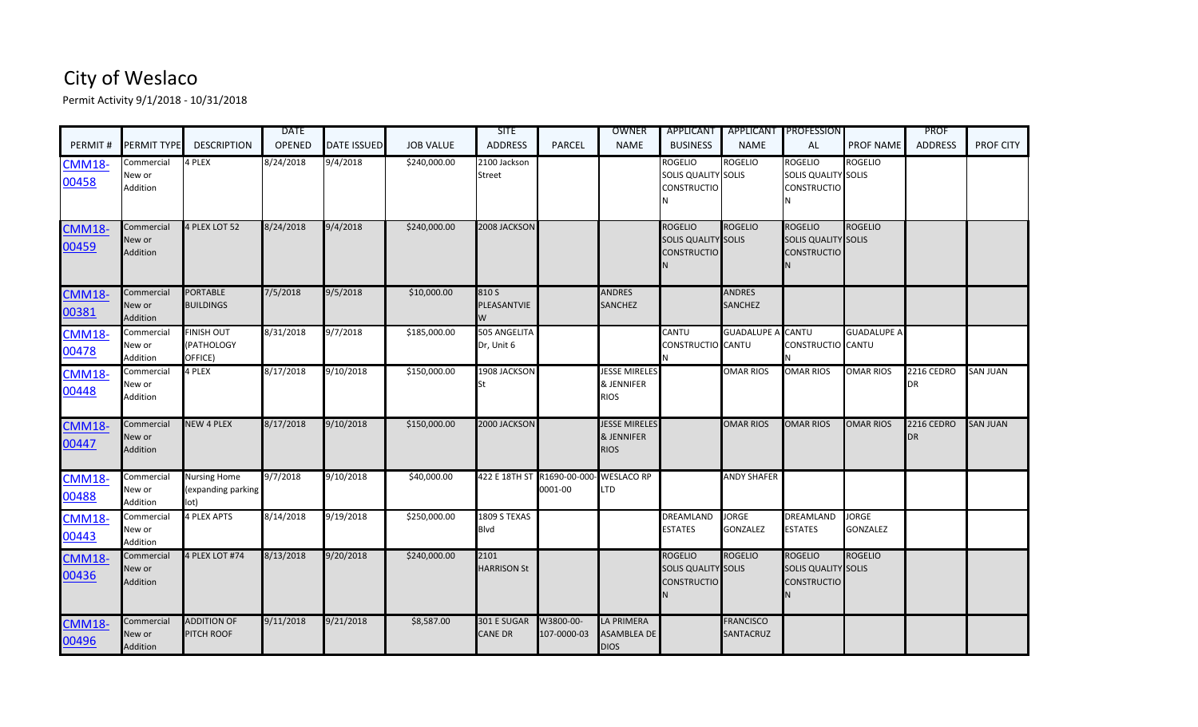# City of Weslaco

Permit Activity 9/1/2018 - 10/31/2018

| PERMIT # | PERMIT TYPE | DESCRIPTION | DATE OPENED | DATE ISSUED | JOB VALUE | SITE ADDRESS | PARCEL | OWNER NAME | APPLICANT BUSINESS | APPLICANT NAME | PROFESSIONAL | PROF NAME | PROF ADDRESS | PROF CITY |
|---|---|---|---|---|---|---|---|---|---|---|---|---|---|---|
| CMM18-00458 | Commercial New or Addition | 4 PLEX | 8/24/2018 | 9/4/2018 | $240,000.00 | 2100 Jackson Street | | | ROGELIO SOLIS QUALITY CONSTRUCTION | ROGELIO SOLIS | ROGELIO SOLIS QUALITY CONSTRUCTION | ROGELIO SOLIS | | |
| CMM18-00459 | Commercial New or Addition | 4 PLEX LOT 52 | 8/24/2018 | 9/4/2018 | $240,000.00 | 2008 JACKSON | | | ROGELIO SOLIS QUALITY CONSTRUCTION | ROGELIO SOLIS | ROGELIO SOLIS QUALITY CONSTRUCTION | ROGELIO SOLIS | | |
| CMM18-00381 | Commercial New or Addition | PORTABLE BUILDINGS | 7/5/2018 | 9/5/2018 | $10,000.00 | 810 S PLEASANTVIEW | | ANDRES SANCHEZ | | ANDRES SANCHEZ | | | | |
| CMM18-00478 | Commercial New or Addition | FINISH OUT (PATHOLOGY OFFICE) | 8/31/2018 | 9/7/2018 | $185,000.00 | 505 ANGELITA Dr, Unit 6 | | | CANTU CONSTRUCTION | GUADALUPE A CANTU | CANTU CONSTRUCTION | GUADALUPE A CANTU | | |
| CMM18-00448 | Commercial New or Addition | 4 PLEX | 8/17/2018 | 9/10/2018 | $150,000.00 | 1908 JACKSON St | | JESSE MIRELES & JENNIFER RIOS | | OMAR RIOS | OMAR RIOS | OMAR RIOS | 2216 CEDRO DR | SAN JUAN |
| CMM18-00447 | Commercial New or Addition | NEW 4 PLEX | 8/17/2018 | 9/10/2018 | $150,000.00 | 2000 JACKSON | | JESSE MIRELES & JENNIFER RIOS | | OMAR RIOS | OMAR RIOS | OMAR RIOS | 2216 CEDRO DR | SAN JUAN |
| CMM18-00488 | Commercial New or Addition | Nursing Home (expanding parking lot) | 9/7/2018 | 9/10/2018 | $40,000.00 | 422 E 18TH ST | R1690-00-000-0001-00 | WESLACO RP LTD | | ANDY SHAFER | | | | |
| CMM18-00443 | Commercial New or Addition | 4 PLEX APTS | 8/14/2018 | 9/19/2018 | $250,000.00 | 1809 S TEXAS Blvd | | | DREAMLAND ESTATES | JORGE GONZALEZ | DREAMLAND ESTATES | JORGE GONZALEZ | | |
| CMM18-00436 | Commercial New or Addition | 4 PLEX LOT #74 | 8/13/2018 | 9/20/2018 | $240,000.00 | 2101 HARRISON St | | | ROGELIO SOLIS QUALITY CONSTRUCTION | ROGELIO SOLIS | ROGELIO SOLIS QUALITY CONSTRUCTION | ROGELIO SOLIS | | |
| CMM18-00496 | Commercial New or Addition | ADDITION OF PITCH ROOF | 9/11/2018 | 9/21/2018 | $8,587.00 | 301 E SUGAR CANE DR | W3800-00-107-0000-03 | LA PRIMERA ASAMBLEA DE DIOS | | FRANCISCO SANTACRUZ | | | | |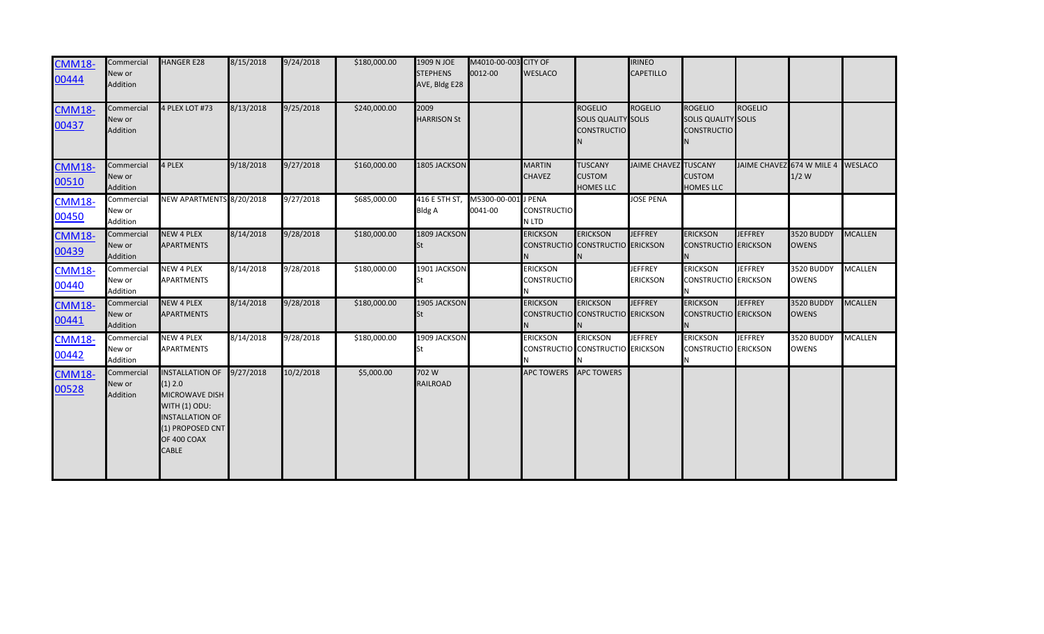| | | | | | | | | | | | | | | | |
|---|---|---|---|---|---|---|---|---|---|---|---|---|---|---|---|
| CMM18-00444 | Commercial New or Addition | HANGER E28 | 8/15/2018 | 9/24/2018 | $180,000.00 | 1909 N JOE STEPHENS AVE, Bldg E28 | M4010-00-003-0012-00 | CITY OF WESLACO | | IRINEO CAPETILLO | | | | |
| CMM18-00437 | Commercial New or Addition | 4 PLEX LOT #73 | 8/13/2018 | 9/25/2018 | $240,000.00 | 2009 HARRISON St | | | ROGELIO SOLIS QUALITY CONSTRUCTION | ROGELIO SOLIS | ROGELIO SOLIS QUALITY CONSTRUCTION | ROGELIO SOLIS | | |
| CMM18-00510 | Commercial New or Addition | 4 PLEX | 9/18/2018 | 9/27/2018 | $160,000.00 | 1805 JACKSON | | MARTIN CHAVEZ | TUSCANY CUSTOM HOMES LLC | JAIME CHAVEZ | TUSCANY CUSTOM HOMES LLC | JAIME CHAVEZ | 674 W MILE 4 1/2 W | WESLACO |
| CMM18-00450 | Commercial New or Addition | NEW APARTMENTS | 8/20/2018 | 9/27/2018 | $685,000.00 | 416 E 5TH ST, Bldg A | M5300-00-001-0041-00 | J PENA CONSTRUCTION LTD | | JOSE PENA | | | | |
| CMM18-00439 | Commercial New or Addition | NEW 4 PLEX APARTMENTS | 8/14/2018 | 9/28/2018 | $180,000.00 | 1809 JACKSON St | | ERICKSON CONSTRUCTION | ERICKSON CONSTRUCTION | JEFFREY ERICKSON | ERICKSON CONSTRUCTION | JEFFREY ERICKSON | 3520 BUDDY OWENS | MCALLEN |
| CMM18-00440 | Commercial New or Addition | NEW 4 PLEX APARTMENTS | 8/14/2018 | 9/28/2018 | $180,000.00 | 1901 JACKSON St | | ERICKSON CONSTRUCTION | | JEFFREY ERICKSON | ERICKSON CONSTRUCTION | JEFFREY ERICKSON | 3520 BUDDY OWENS | MCALLEN |
| CMM18-00441 | Commercial New or Addition | NEW 4 PLEX APARTMENTS | 8/14/2018 | 9/28/2018 | $180,000.00 | 1905 JACKSON St | | ERICKSON CONSTRUCTION | ERICKSON CONSTRUCTION | JEFFREY ERICKSON | ERICKSON CONSTRUCTION | JEFFREY ERICKSON | 3520 BUDDY OWENS | MCALLEN |
| CMM18-00442 | Commercial New or Addition | NEW 4 PLEX APARTMENTS | 8/14/2018 | 9/28/2018 | $180,000.00 | 1909 JACKSON St | | ERICKSON CONSTRUCTION | ERICKSON CONSTRUCTION | JEFFREY ERICKSON | ERICKSON CONSTRUCTION | JEFFREY ERICKSON | 3520 BUDDY OWENS | MCALLEN |
| CMM18-00528 | Commercial New or Addition | INSTALLATION OF (1) 2.0 MICROWAVE DISH WITH (1) ODU: INSTALLATION OF (1) PROPOSED CNT OF 400 COAX CABLE | 9/27/2018 | 10/2/2018 | $5,000.00 | 702 W RAILROAD | | APC TOWERS | APC TOWERS | | | | | |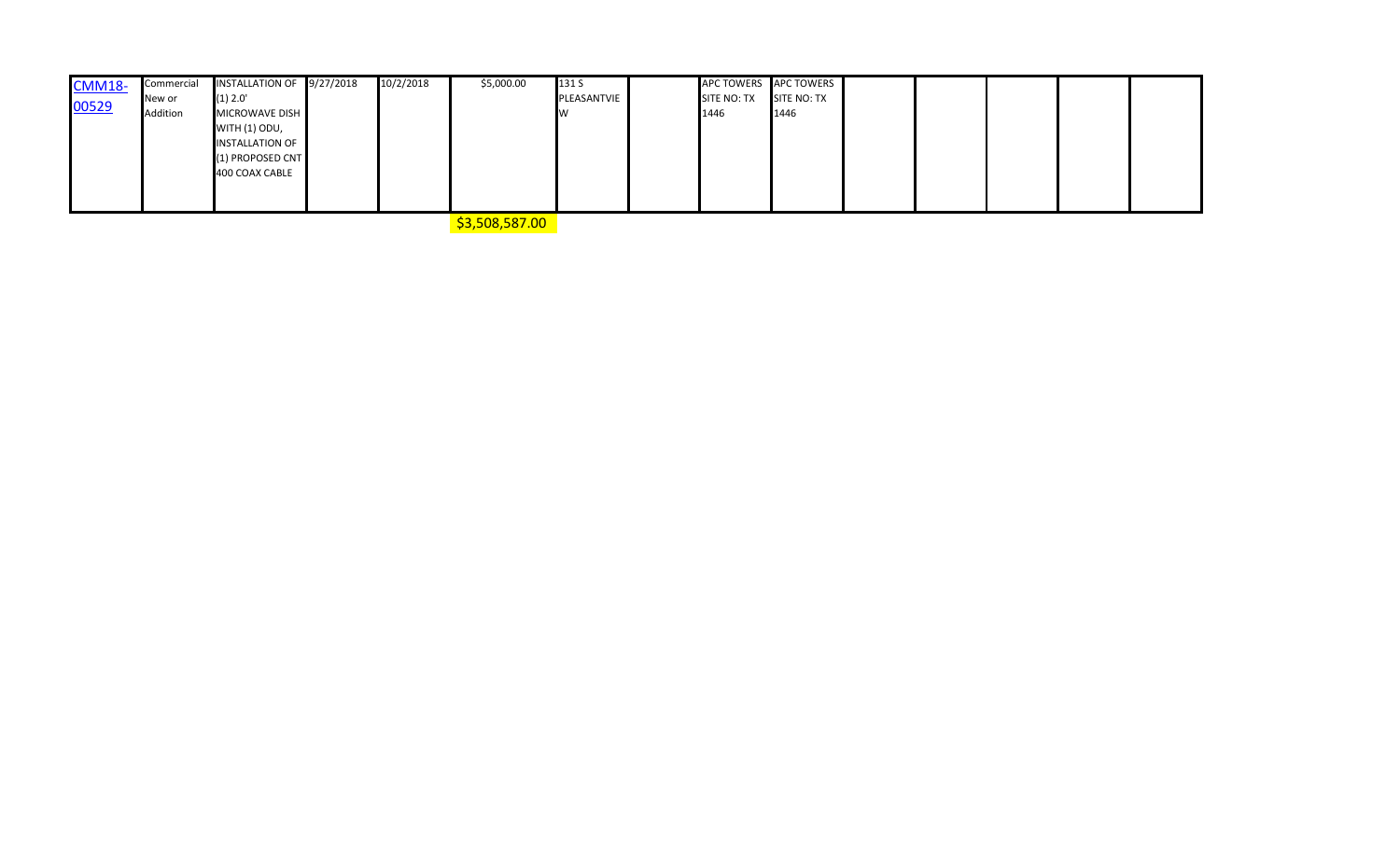| | | | | | | | | | | | | | | | |
|---|---|---|---|---|---|---|---|---|---|---|---|---|---|---|---|
| CMM18-00529 | Commercial New or Addition | INSTALLATION OF (1) 2.0' MICROWAVE DISH WITH (1) ODU, INSTALLATION OF (1) PROPOSED CNT 400 COAX CABLE | 9/27/2018 | 10/2/2018 | $5,000.00 | 131 S PLEASANTVIEW | | APC TOWERS SITE NO: TX 1446 | APC TOWERS SITE NO: TX 1446 | | | | | |
| | | | | | $3,508,587.00 | | | | | | | | | |